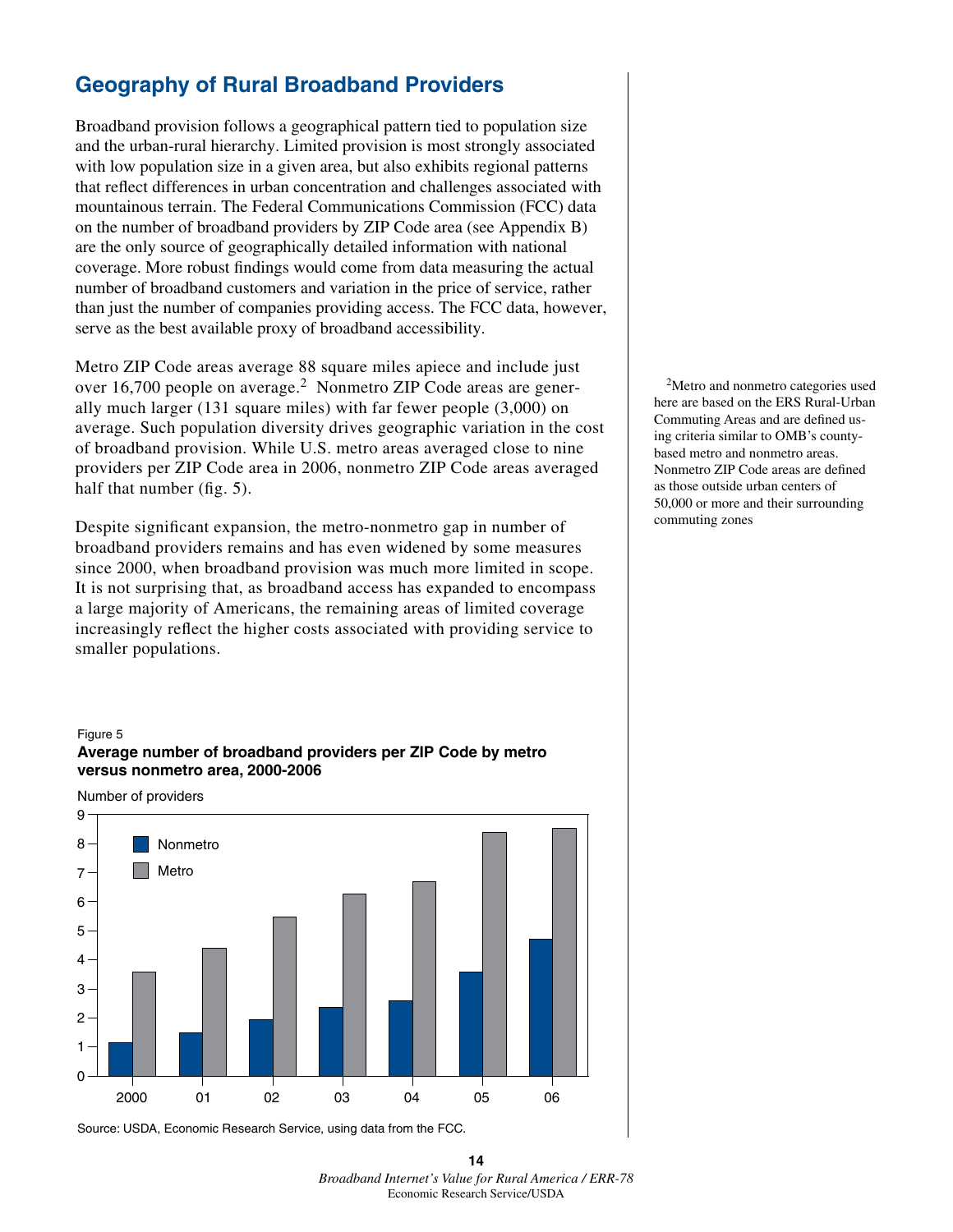## Geography of Rural Broadband Providers

Broadband provision follows a geographical pattern tied to population size and the urban-rural hierarchy. Limited provision is most strongly associated with low population size in a given area, but also exhibits regional patterns that reflect differences in urban concentration and challenges associated with mountainous terrain. The Federal Communications Commission (FCC) data on the number of broadband providers by ZIP Code area (see Appendix B) are the only source of geographically detailed information with national coverage. More robust findings would come from data measuring the actual number of broadband customers and variation in the price of service, rather than just the number of companies providing access. The FCC data, however, serve as the best available proxy of broadband accessibility.

Metro ZIP Code areas average 88 square miles apiece and include just over 16,700 people on average.[2] Nonmetro ZIP Code areas are generally much larger (131 square miles) with far fewer people (3,000) on average. Such population diversity drives geographic variation in the cost of broadband provision. While U.S. metro areas averaged close to nine providers per ZIP Code area in 2006, nonmetro ZIP Code areas averaged half that number (fig. 5).

Despite significant expansion, the metro-nonmetro gap in number of broadband providers remains and has even widened by some measures since 2000, when broadband provision was much more limited in scope. It is not surprising that, as broadband access has expanded to encompass a large majority of Americans, the remaining areas of limited coverage increasingly reflect the higher costs associated with providing service to smaller populations.

[2]Metro and nonmetro categories used here are based on the ERS Rural-Urban Commuting Areas and are defined using criteria similar to OMB's county-based metro and nonmetro areas. Nonmetro ZIP Code areas are defined as those outside urban centers of 50,000 or more and their surrounding commuting zones

Figure 5

**Average number of broadband providers per ZIP Code by metro versus nonmetro area, 2000-2006**

Source: USDA, Economic Research Service, using data from the FCC.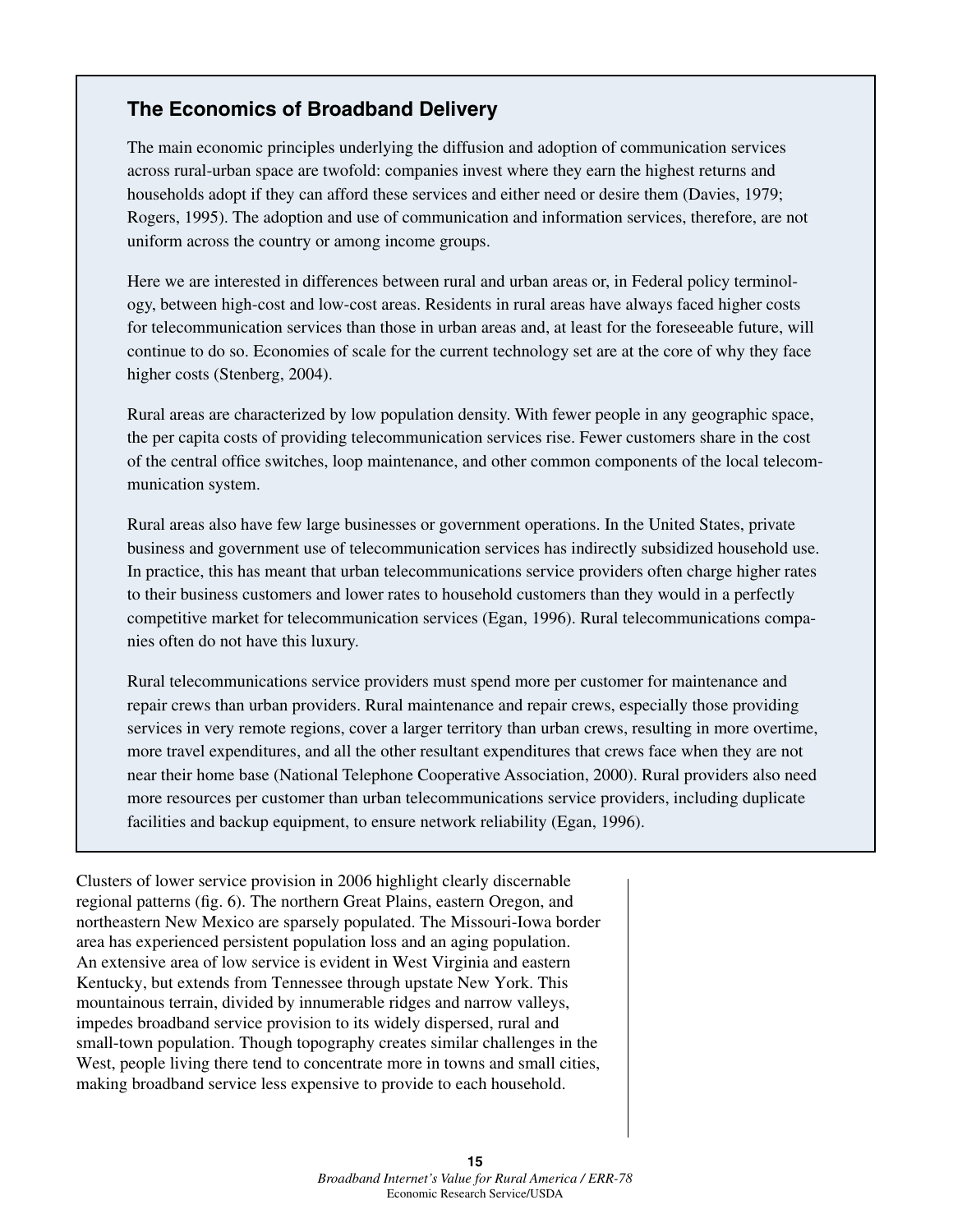## The Economics of Broadband Delivery

The main economic principles underlying the diffusion and adoption of communication services across rural-urban space are twofold: companies invest where they earn the highest returns and households adopt if they can afford these services and either need or desire them (Davies, 1979; Rogers, 1995). The adoption and use of communication and information services, therefore, are not uniform across the country or among income groups.

Here we are interested in differences between rural and urban areas or, in Federal policy terminology, between high-cost and low-cost areas. Residents in rural areas have always faced higher costs for telecommunication services than those in urban areas and, at least for the foreseeable future, will continue to do so. Economies of scale for the current technology set are at the core of why they face higher costs (Stenberg, 2004).

Rural areas are characterized by low population density. With fewer people in any geographic space, the per capita costs of providing telecommunication services rise. Fewer customers share in the cost of the central office switches, loop maintenance, and other common components of the local telecommunication system.

Rural areas also have few large businesses or government operations. In the United States, private business and government use of telecommunication services has indirectly subsidized household use. In practice, this has meant that urban telecommunications service providers often charge higher rates to their business customers and lower rates to household customers than they would in a perfectly competitive market for telecommunication services (Egan, 1996). Rural telecommunications companies often do not have this luxury.

Rural telecommunications service providers must spend more per customer for maintenance and repair crews than urban providers. Rural maintenance and repair crews, especially those providing services in very remote regions, cover a larger territory than urban crews, resulting in more overtime, more travel expenditures, and all the other resultant expenditures that crews face when they are not near their home base (National Telephone Cooperative Association, 2000). Rural providers also need more resources per customer than urban telecommunications service providers, including duplicate facilities and backup equipment, to ensure network reliability (Egan, 1996).

Clusters of lower service provision in 2006 highlight clearly discernable regional patterns (fig. 6). The northern Great Plains, eastern Oregon, and northeastern New Mexico are sparsely populated. The Missouri-Iowa border area has experienced persistent population loss and an aging population. An extensive area of low service is evident in West Virginia and eastern Kentucky, but extends from Tennessee through upstate New York. This mountainous terrain, divided by innumerable ridges and narrow valleys, impedes broadband service provision to its widely dispersed, rural and small-town population. Though topography creates similar challenges in the West, people living there tend to concentrate more in towns and small cities, making broadband service less expensive to provide to each household.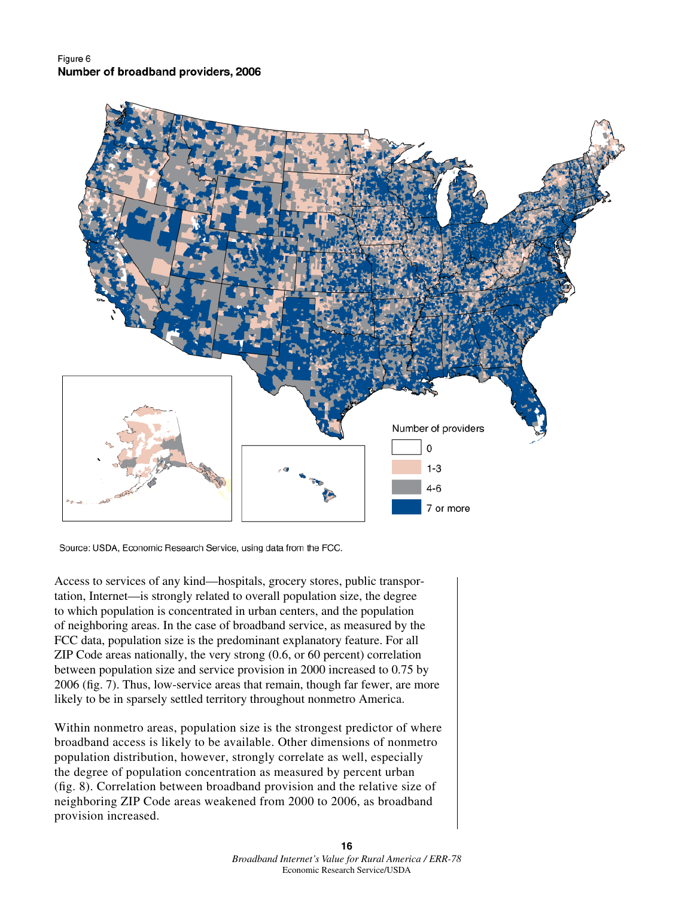Figure 6
**Number of broadband providers, 2006**

Number of providers

- 0
- 1-3
- 4-6
- 7 or more

Source: USDA, Economic Research Service, using data from the FCC.

Access to services of any kind—hospitals, grocery stores, public transportation, Internet—is strongly related to overall population size, the degree to which population is concentrated in urban centers, and the population of neighboring areas. In the case of broadband service, as measured by the FCC data, population size is the predominant explanatory feature. For all ZIP Code areas nationally, the very strong (0.6, or 60 percent) correlation between population size and service provision in 2000 increased to 0.75 by 2006 (fig. 7). Thus, low-service areas that remain, though far fewer, are more likely to be in sparsely settled territory throughout nonmetro America.

Within nonmetro areas, population size is the strongest predictor of where broadband access is likely to be available. Other dimensions of nonmetro population distribution, however, strongly correlate as well, especially the degree of population concentration as measured by percent urban (fig. 8). Correlation between broadband provision and the relative size of neighboring ZIP Code areas weakened from 2000 to 2006, as broadband provision increased.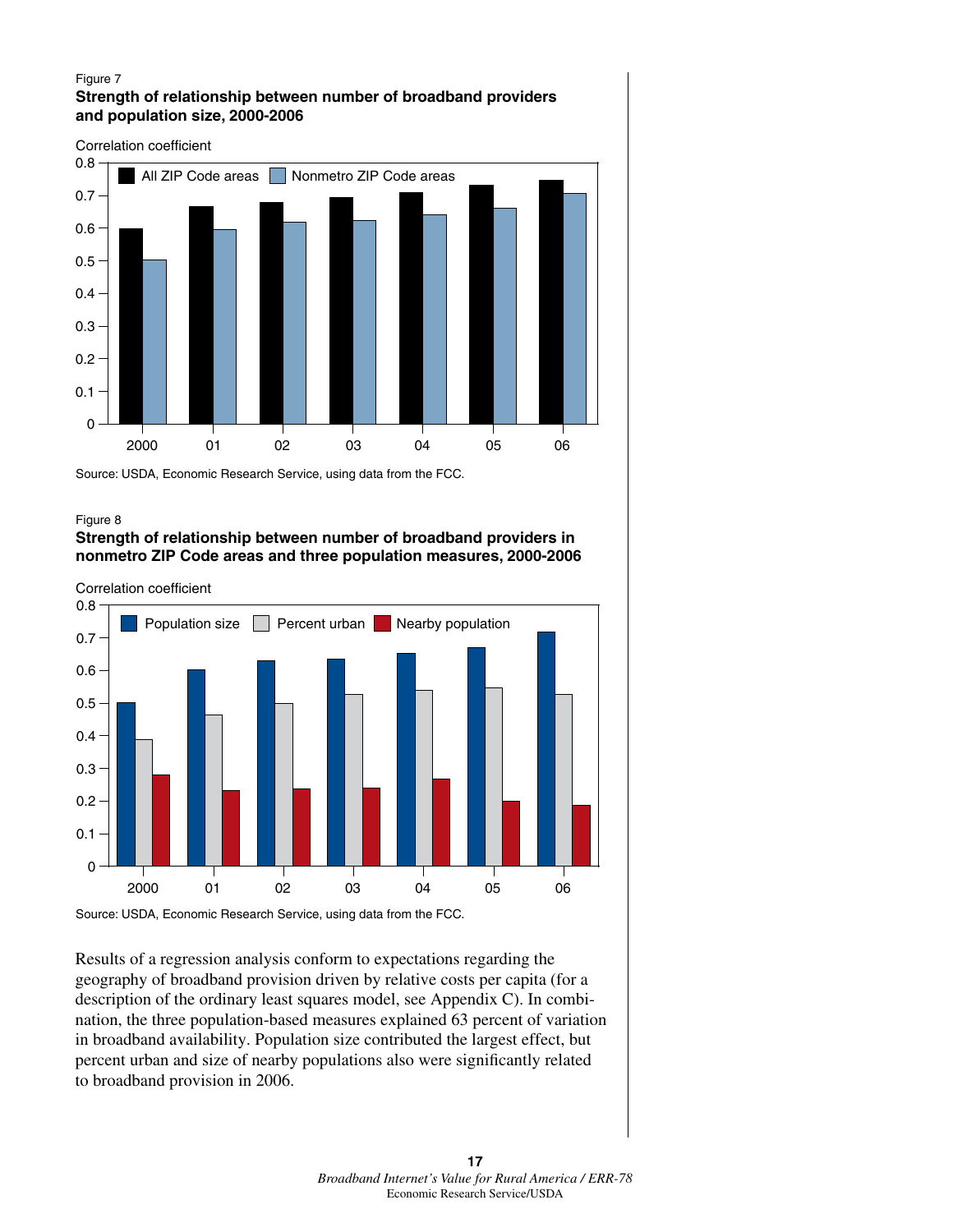Figure 7
**Strength of relationship between number of broadband providers and population size, 2000-2006**

Source: USDA, Economic Research Service, using data from the FCC.

Figure 8
**Strength of relationship between number of broadband providers in nonmetro ZIP Code areas and three population measures, 2000-2006**

Source: USDA, Economic Research Service, using data from the FCC.

Results of a regression analysis conform to expectations regarding the geography of broadband provision driven by relative costs per capita (for a description of the ordinary least squares model, see Appendix C). In combination, the three population-based measures explained 63 percent of variation in broadband availability. Population size contributed the largest effect, but percent urban and size of nearby populations also were significantly related to broadband provision in 2006.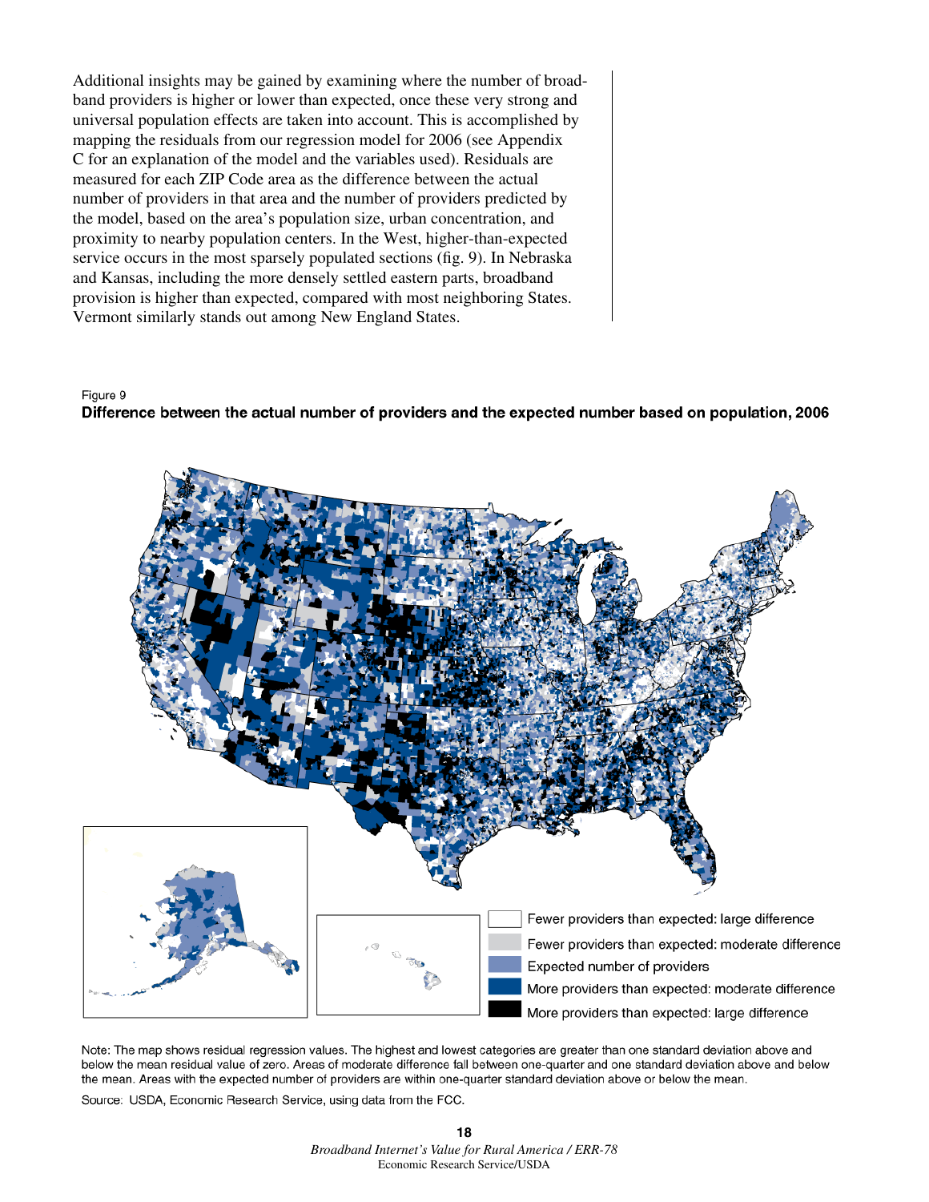Additional insights may be gained by examining where the number of broadband providers is higher or lower than expected, once these very strong and universal population effects are taken into account. This is accomplished by mapping the residuals from our regression model for 2006 (see Appendix C for an explanation of the model and the variables used). Residuals are measured for each ZIP Code area as the difference between the actual number of providers in that area and the number of providers predicted by the model, based on the area's population size, urban concentration, and proximity to nearby population centers. In the West, higher-than-expected service occurs in the most sparsely populated sections (fig. 9). In Nebraska and Kansas, including the more densely settled eastern parts, broadband provision is higher than expected, compared with most neighboring States. Vermont similarly stands out among New England States.

Figure 9

**Difference between the actual number of providers and the expected number based on population, 2006**

- Fewer providers than expected: large difference
- Fewer providers than expected: moderate difference
- Expected number of providers
- More providers than expected: moderate difference
- More providers than expected: large difference

Note: The map shows residual regression values. The highest and lowest categories are greater than one standard deviation above and below the mean residual value of zero. Areas of moderate difference fall between one-quarter and one standard deviation above and below the mean. Areas with the expected number of providers are within one-quarter standard deviation above or below the mean.

Source: USDA, Economic Research Service, using data from the FCC.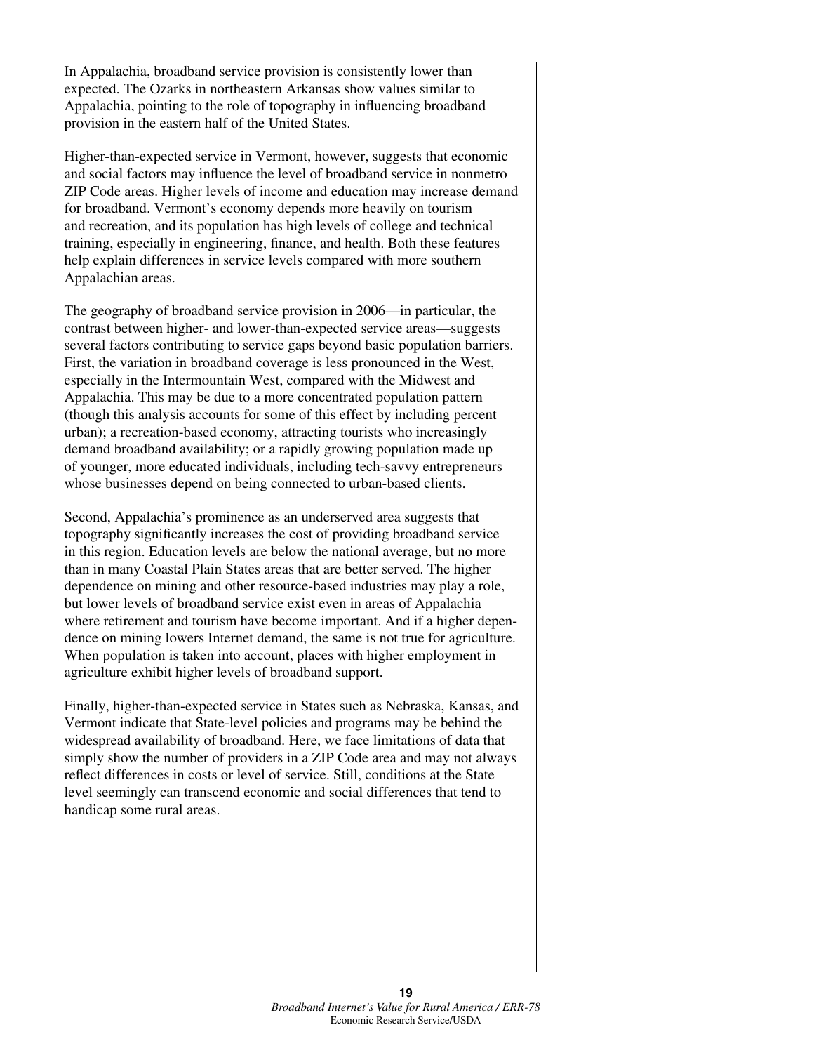In Appalachia, broadband service provision is consistently lower than expected. The Ozarks in northeastern Arkansas show values similar to Appalachia, pointing to the role of topography in influencing broadband provision in the eastern half of the United States.

Higher-than-expected service in Vermont, however, suggests that economic and social factors may influence the level of broadband service in nonmetro ZIP Code areas. Higher levels of income and education may increase demand for broadband. Vermont's economy depends more heavily on tourism and recreation, and its population has high levels of college and technical training, especially in engineering, finance, and health. Both these features help explain differences in service levels compared with more southern Appalachian areas.

The geography of broadband service provision in 2006—in particular, the contrast between higher- and lower-than-expected service areas—suggests several factors contributing to service gaps beyond basic population barriers. First, the variation in broadband coverage is less pronounced in the West, especially in the Intermountain West, compared with the Midwest and Appalachia. This may be due to a more concentrated population pattern (though this analysis accounts for some of this effect by including percent urban); a recreation-based economy, attracting tourists who increasingly demand broadband availability; or a rapidly growing population made up of younger, more educated individuals, including tech-savvy entrepreneurs whose businesses depend on being connected to urban-based clients.

Second, Appalachia's prominence as an underserved area suggests that topography significantly increases the cost of providing broadband service in this region. Education levels are below the national average, but no more than in many Coastal Plain States areas that are better served. The higher dependence on mining and other resource-based industries may play a role, but lower levels of broadband service exist even in areas of Appalachia where retirement and tourism have become important. And if a higher dependence on mining lowers Internet demand, the same is not true for agriculture. When population is taken into account, places with higher employment in agriculture exhibit higher levels of broadband support.

Finally, higher-than-expected service in States such as Nebraska, Kansas, and Vermont indicate that State-level policies and programs may be behind the widespread availability of broadband. Here, we face limitations of data that simply show the number of providers in a ZIP Code area and may not always reflect differences in costs or level of service. Still, conditions at the State level seemingly can transcend economic and social differences that tend to handicap some rural areas.